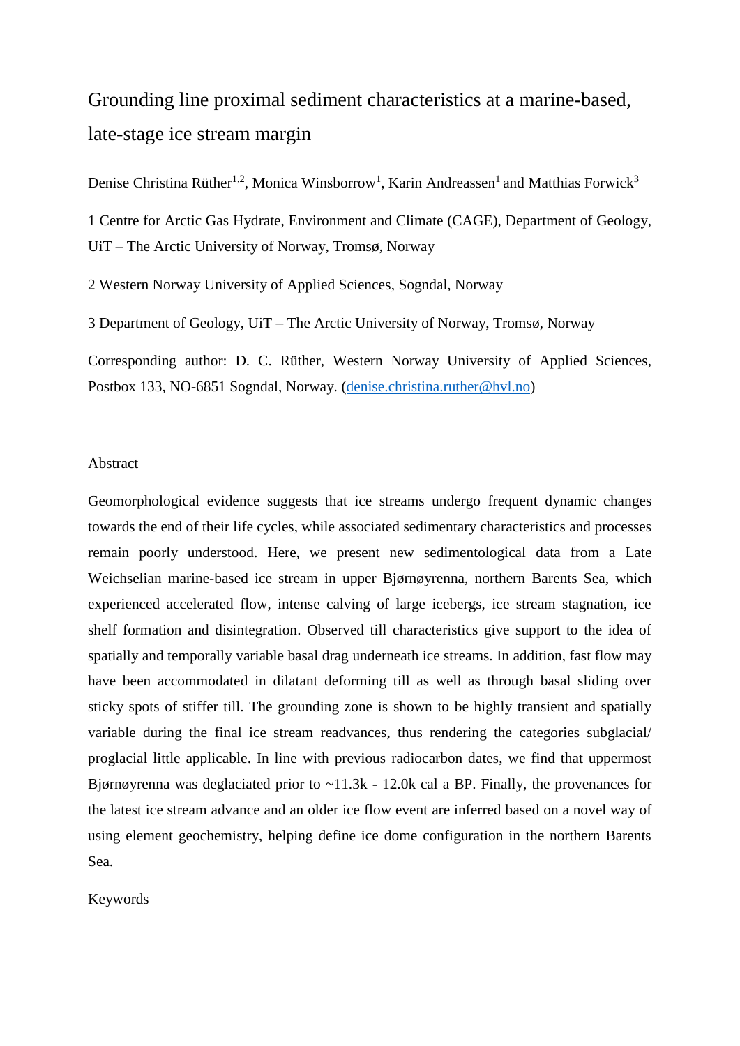# Grounding line proximal sediment characteristics at a marine-based, late-stage ice stream margin

Denise Christina Rüther[1,2], Monica Winsborrow[1], Karin Andreassen[1] and Matthias Forwick[3]

1 Centre for Arctic Gas Hydrate, Environment and Climate (CAGE), Department of Geology, UiT – The Arctic University of Norway, Tromsø, Norway

2 Western Norway University of Applied Sciences, Sogndal, Norway

3 Department of Geology, UiT – The Arctic University of Norway, Tromsø, Norway

Corresponding author: D. C. Rüther, Western Norway University of Applied Sciences, Postbox 133, NO-6851 Sogndal, Norway. (denise.christina.ruther@hvl.no)

## Abstract

Geomorphological evidence suggests that ice streams undergo frequent dynamic changes towards the end of their life cycles, while associated sedimentary characteristics and processes remain poorly understood. Here, we present new sedimentological data from a Late Weichselian marine-based ice stream in upper Bjørnøyrenna, northern Barents Sea, which experienced accelerated flow, intense calving of large icebergs, ice stream stagnation, ice shelf formation and disintegration. Observed till characteristics give support to the idea of spatially and temporally variable basal drag underneath ice streams. In addition, fast flow may have been accommodated in dilatant deforming till as well as through basal sliding over sticky spots of stiffer till. The grounding zone is shown to be highly transient and spatially variable during the final ice stream readvances, thus rendering the categories subglacial/ proglacial little applicable. In line with previous radiocarbon dates, we find that uppermost Bjørnøyrenna was deglaciated prior to ~11.3k - 12.0k cal a BP. Finally, the provenances for the latest ice stream advance and an older ice flow event are inferred based on a novel way of using element geochemistry, helping define ice dome configuration in the northern Barents Sea.

Keywords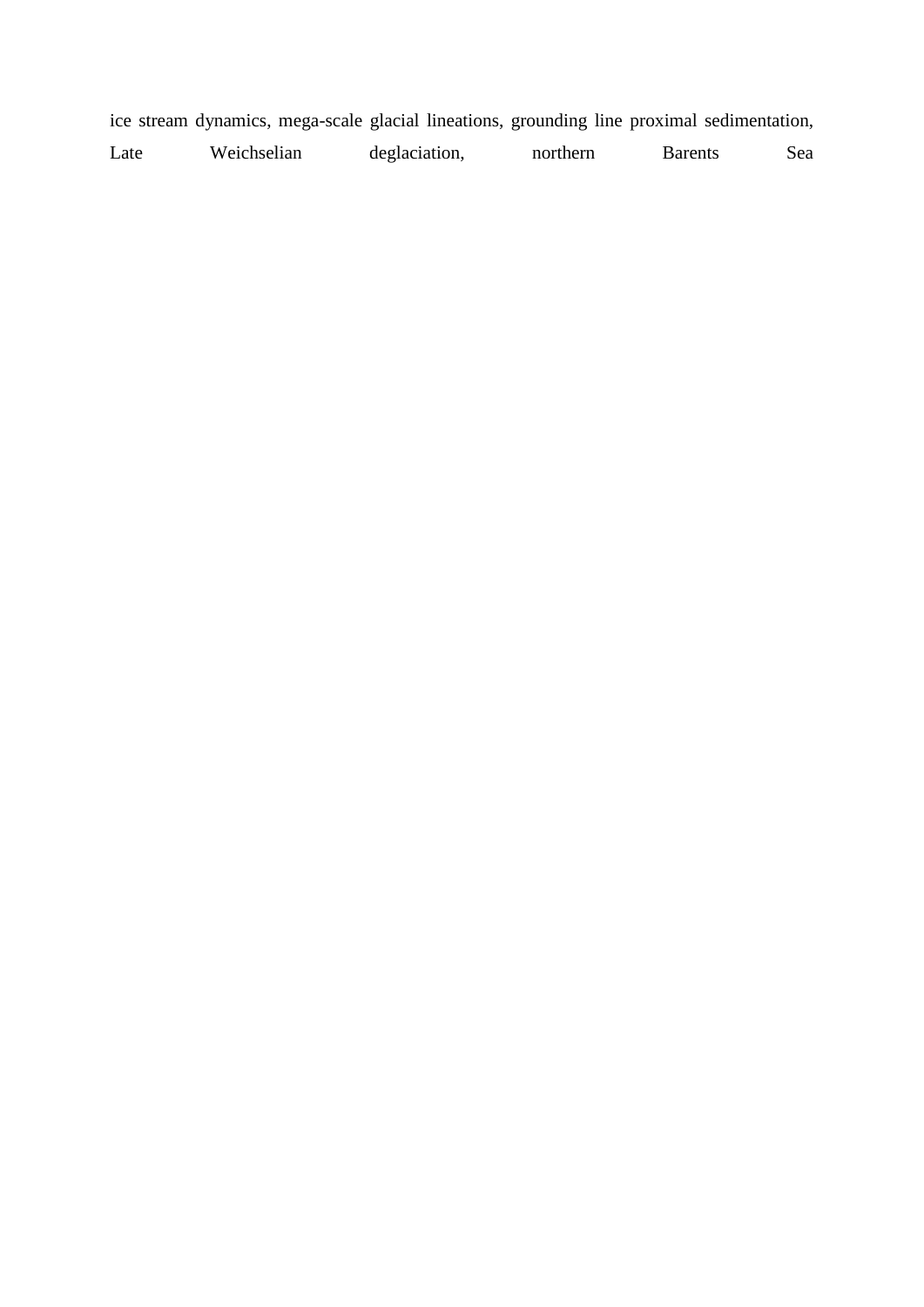ice stream dynamics, mega-scale glacial lineations, grounding line proximal sedimentation, Late Weichselian deglaciation, northern Barents Sea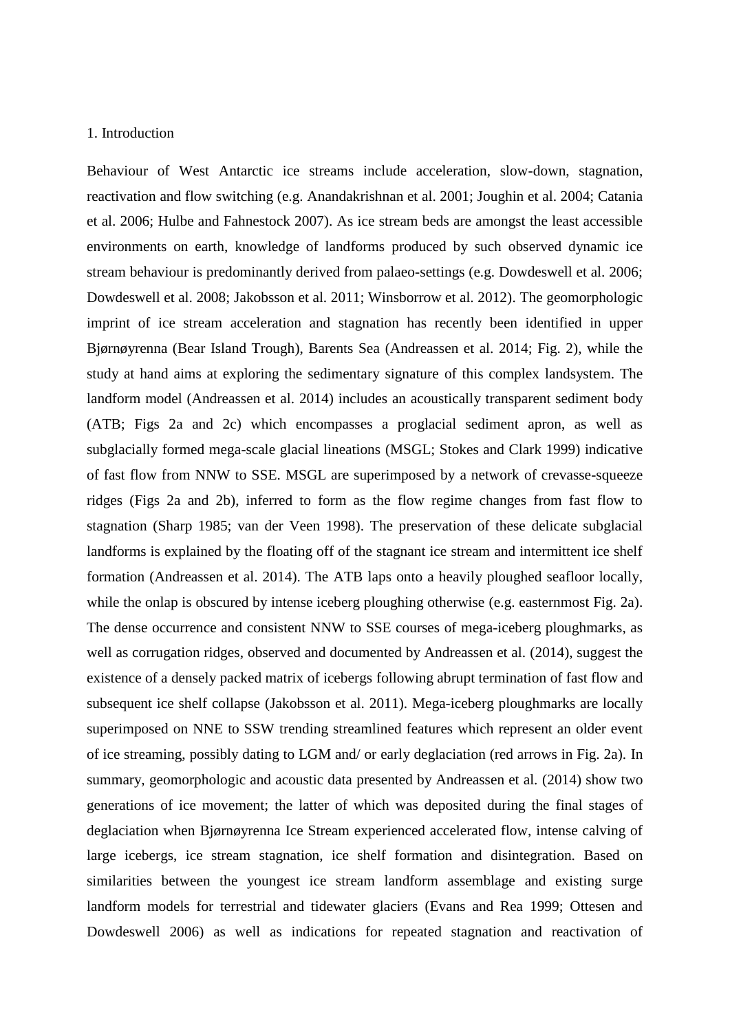# 1. Introduction

Behaviour of West Antarctic ice streams include acceleration, slow-down, stagnation, reactivation and flow switching (e.g. Anandakrishnan et al. 2001; Joughin et al. 2004; Catania et al. 2006; Hulbe and Fahnestock 2007). As ice stream beds are amongst the least accessible environments on earth, knowledge of landforms produced by such observed dynamic ice stream behaviour is predominantly derived from palaeo-settings (e.g. Dowdeswell et al. 2006; Dowdeswell et al. 2008; Jakobsson et al. 2011; Winsborrow et al. 2012). The geomorphologic imprint of ice stream acceleration and stagnation has recently been identified in upper Bjørnøyrenna (Bear Island Trough), Barents Sea (Andreassen et al. 2014; Fig. 2), while the study at hand aims at exploring the sedimentary signature of this complex landsystem. The landform model (Andreassen et al. 2014) includes an acoustically transparent sediment body (ATB; Figs 2a and 2c) which encompasses a proglacial sediment apron, as well as subglacially formed mega-scale glacial lineations (MSGL; Stokes and Clark 1999) indicative of fast flow from NNW to SSE. MSGL are superimposed by a network of crevasse-squeeze ridges (Figs 2a and 2b), inferred to form as the flow regime changes from fast flow to stagnation (Sharp 1985; van der Veen 1998). The preservation of these delicate subglacial landforms is explained by the floating off of the stagnant ice stream and intermittent ice shelf formation (Andreassen et al. 2014). The ATB laps onto a heavily ploughed seafloor locally, while the onlap is obscured by intense iceberg ploughing otherwise (e.g. easternmost Fig. 2a). The dense occurrence and consistent NNW to SSE courses of mega-iceberg ploughmarks, as well as corrugation ridges, observed and documented by Andreassen et al. (2014), suggest the existence of a densely packed matrix of icebergs following abrupt termination of fast flow and subsequent ice shelf collapse (Jakobsson et al. 2011). Mega-iceberg ploughmarks are locally superimposed on NNE to SSW trending streamlined features which represent an older event of ice streaming, possibly dating to LGM and/ or early deglaciation (red arrows in Fig. 2a). In summary, geomorphologic and acoustic data presented by Andreassen et al. (2014) show two generations of ice movement; the latter of which was deposited during the final stages of deglaciation when Bjørnøyrenna Ice Stream experienced accelerated flow, intense calving of large icebergs, ice stream stagnation, ice shelf formation and disintegration. Based on similarities between the youngest ice stream landform assemblage and existing surge landform models for terrestrial and tidewater glaciers (Evans and Rea 1999; Ottesen and Dowdeswell 2006) as well as indications for repeated stagnation and reactivation of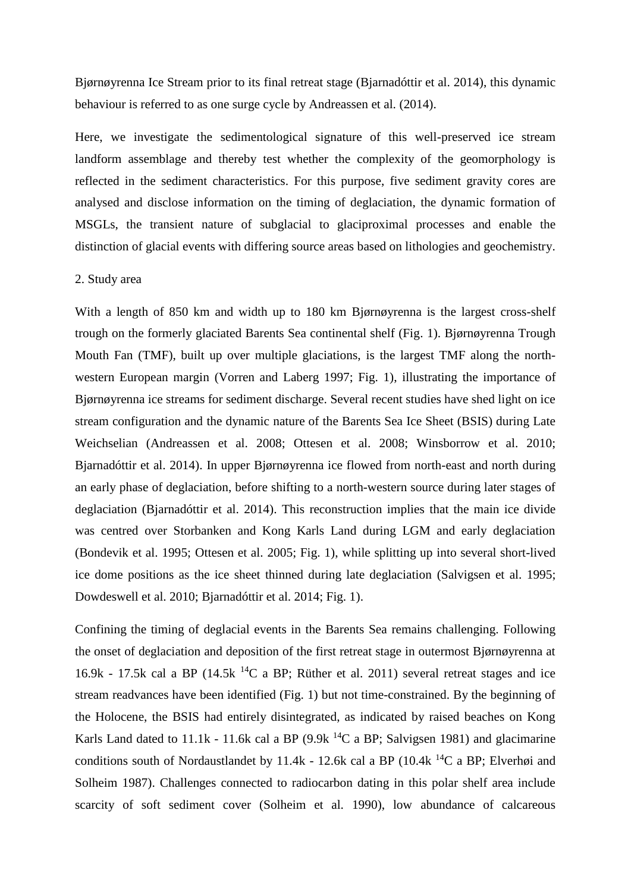Bjørnøyrenna Ice Stream prior to its final retreat stage (Bjarnadóttir et al. 2014), this dynamic behaviour is referred to as one surge cycle by Andreassen et al. (2014).

Here, we investigate the sedimentological signature of this well-preserved ice stream landform assemblage and thereby test whether the complexity of the geomorphology is reflected in the sediment characteristics. For this purpose, five sediment gravity cores are analysed and disclose information on the timing of deglaciation, the dynamic formation of MSGLs, the transient nature of subglacial to glaciproximal processes and enable the distinction of glacial events with differing source areas based on lithologies and geochemistry.

## 2. Study area

With a length of 850 km and width up to 180 km Bjørnøyrenna is the largest cross-shelf trough on the formerly glaciated Barents Sea continental shelf (Fig. 1). Bjørnøyrenna Trough Mouth Fan (TMF), built up over multiple glaciations, is the largest TMF along the north-western European margin (Vorren and Laberg 1997; Fig. 1), illustrating the importance of Bjørnøyrenna ice streams for sediment discharge. Several recent studies have shed light on ice stream configuration and the dynamic nature of the Barents Sea Ice Sheet (BSIS) during Late Weichselian (Andreassen et al. 2008; Ottesen et al. 2008; Winsborrow et al. 2010; Bjarnadóttir et al. 2014). In upper Bjørnøyrenna ice flowed from north-east and north during an early phase of deglaciation, before shifting to a north-western source during later stages of deglaciation (Bjarnadóttir et al. 2014). This reconstruction implies that the main ice divide was centred over Storbanken and Kong Karls Land during LGM and early deglaciation (Bondevik et al. 1995; Ottesen et al. 2005; Fig. 1), while splitting up into several short-lived ice dome positions as the ice sheet thinned during late deglaciation (Salvigsen et al. 1995; Dowdeswell et al. 2010; Bjarnadóttir et al. 2014; Fig. 1).

Confining the timing of deglacial events in the Barents Sea remains challenging. Following the onset of deglaciation and deposition of the first retreat stage in outermost Bjørnøyrenna at 16.9k - 17.5k cal a BP (14.5k $^{14}$C a BP; Rüther et al. 2011) several retreat stages and ice stream readvances have been identified (Fig. 1) but not time-constrained. By the beginning of the Holocene, the BSIS had entirely disintegrated, as indicated by raised beaches on Kong Karls Land dated to 11.1k - 11.6k cal a BP (9.9k $^{14}$C a BP; Salvigsen 1981) and glacimarine conditions south of Nordaustlandet by 11.4k - 12.6k cal a BP (10.4k $^{14}$C a BP; Elverhøi and Solheim 1987). Challenges connected to radiocarbon dating in this polar shelf area include scarcity of soft sediment cover (Solheim et al. 1990), low abundance of calcareous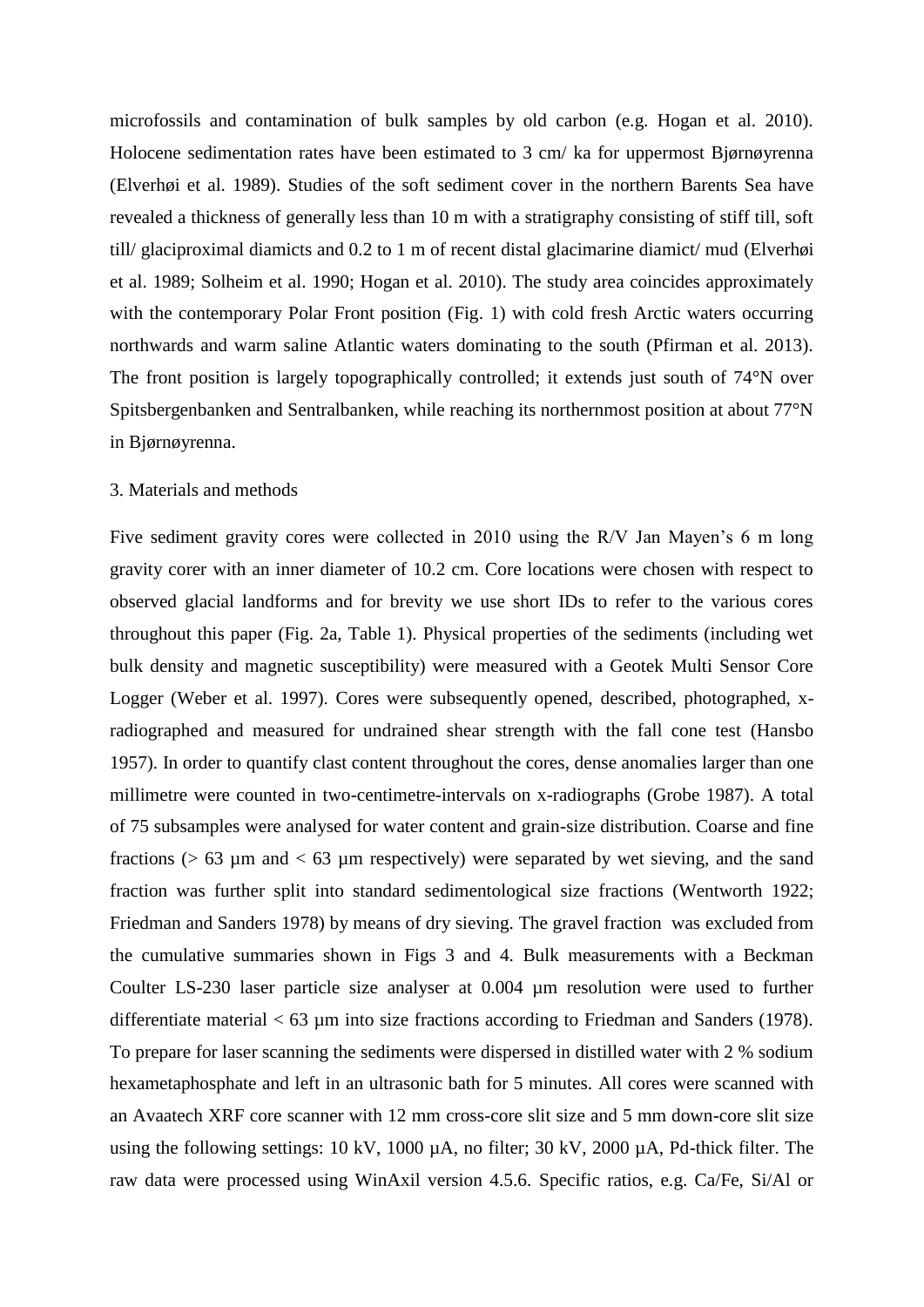microfossils and contamination of bulk samples by old carbon (e.g. Hogan et al. 2010). Holocene sedimentation rates have been estimated to 3 cm/ ka for uppermost Bjørnøyrenna (Elverhøi et al. 1989). Studies of the soft sediment cover in the northern Barents Sea have revealed a thickness of generally less than 10 m with a stratigraphy consisting of stiff till, soft till/ glaciproximal diamicts and 0.2 to 1 m of recent distal glacimarine diamict/ mud (Elverhøi et al. 1989; Solheim et al. 1990; Hogan et al. 2010). The study area coincides approximately with the contemporary Polar Front position (Fig. 1) with cold fresh Arctic waters occurring northwards and warm saline Atlantic waters dominating to the south (Pfirman et al. 2013). The front position is largely topographically controlled; it extends just south of 74°N over Spitsbergenbanken and Sentralbanken, while reaching its northernmost position at about 77°N in Bjørnøyrenna.

## 3. Materials and methods

Five sediment gravity cores were collected in 2010 using the R/V Jan Mayen's 6 m long gravity corer with an inner diameter of 10.2 cm. Core locations were chosen with respect to observed glacial landforms and for brevity we use short IDs to refer to the various cores throughout this paper (Fig. 2a, Table 1). Physical properties of the sediments (including wet bulk density and magnetic susceptibility) were measured with a Geotek Multi Sensor Core Logger (Weber et al. 1997). Cores were subsequently opened, described, photographed, x-radiographed and measured for undrained shear strength with the fall cone test (Hansbo 1957). In order to quantify clast content throughout the cores, dense anomalies larger than one millimetre were counted in two-centimetre-intervals on x-radiographs (Grobe 1987). A total of 75 subsamples were analysed for water content and grain-size distribution. Coarse and fine fractions (> 63 µm and < 63 µm respectively) were separated by wet sieving, and the sand fraction was further split into standard sedimentological size fractions (Wentworth 1922; Friedman and Sanders 1978) by means of dry sieving. The gravel fraction was excluded from the cumulative summaries shown in Figs 3 and 4. Bulk measurements with a Beckman Coulter LS-230 laser particle size analyser at 0.004 µm resolution were used to further differentiate material < 63 µm into size fractions according to Friedman and Sanders (1978). To prepare for laser scanning the sediments were dispersed in distilled water with 2 % sodium hexametaphosphate and left in an ultrasonic bath for 5 minutes. All cores were scanned with an Avaatech XRF core scanner with 12 mm cross-core slit size and 5 mm down-core slit size using the following settings: 10 kV, 1000 µA, no filter; 30 kV, 2000 µA, Pd-thick filter. The raw data were processed using WinAxil version 4.5.6. Specific ratios, e.g. Ca/Fe, Si/Al or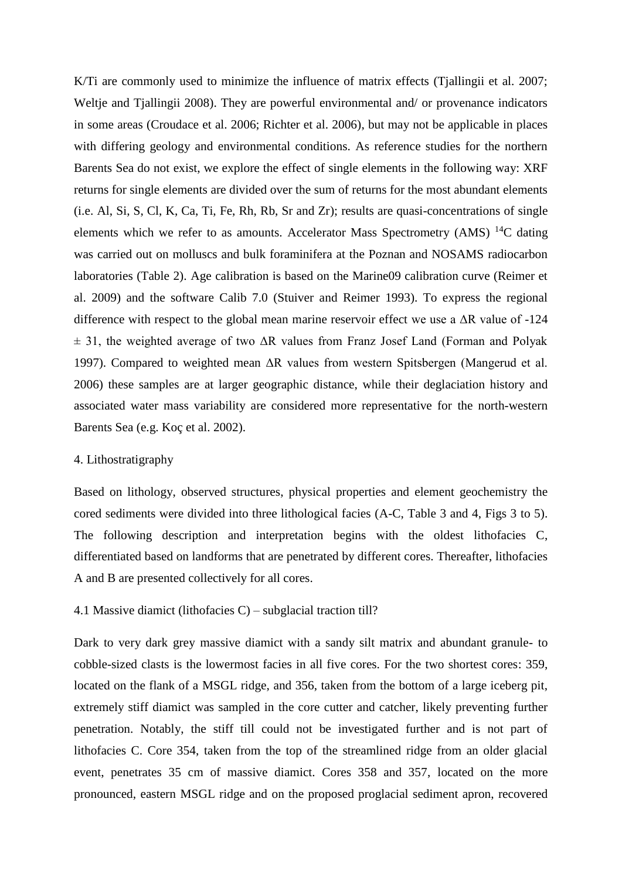K/Ti are commonly used to minimize the influence of matrix effects (Tjallingii et al. 2007; Weltje and Tjallingii 2008). They are powerful environmental and/ or provenance indicators in some areas (Croudace et al. 2006; Richter et al. 2006), but may not be applicable in places with differing geology and environmental conditions. As reference studies for the northern Barents Sea do not exist, we explore the effect of single elements in the following way: XRF returns for single elements are divided over the sum of returns for the most abundant elements (i.e. Al, Si, S, Cl, K, Ca, Ti, Fe, Rh, Rb, Sr and Zr); results are quasi-concentrations of single elements which we refer to as amounts. Accelerator Mass Spectrometry (AMS) $^{14}C$ dating was carried out on molluscs and bulk foraminifera at the Poznan and NOSAMS radiocarbon laboratories (Table 2). Age calibration is based on the Marine09 calibration curve (Reimer et al. 2009) and the software Calib 7.0 (Stuiver and Reimer 1993). To express the regional difference with respect to the global mean marine reservoir effect we use a $\Delta R$ value of -124 $\pm$ 31, the weighted average of two $\Delta R$ values from Franz Josef Land (Forman and Polyak 1997). Compared to weighted mean $\Delta R$ values from western Spitsbergen (Mangerud et al. 2006) these samples are at larger geographic distance, while their deglaciation history and associated water mass variability are considered more representative for the north-western Barents Sea (e.g. Koç et al. 2002).

## 4. Lithostratigraphy

Based on lithology, observed structures, physical properties and element geochemistry the cored sediments were divided into three lithological facies (A-C, Table 3 and 4, Figs 3 to 5). The following description and interpretation begins with the oldest lithofacies C, differentiated based on landforms that are penetrated by different cores. Thereafter, lithofacies A and B are presented collectively for all cores.

### 4.1 Massive diamict (lithofacies C) – subglacial traction till?

Dark to very dark grey massive diamict with a sandy silt matrix and abundant granule- to cobble-sized clasts is the lowermost facies in all five cores. For the two shortest cores: 359, located on the flank of a MSGL ridge, and 356, taken from the bottom of a large iceberg pit, extremely stiff diamict was sampled in the core cutter and catcher, likely preventing further penetration. Notably, the stiff till could not be investigated further and is not part of lithofacies C. Core 354, taken from the top of the streamlined ridge from an older glacial event, penetrates 35 cm of massive diamict. Cores 358 and 357, located on the more pronounced, eastern MSGL ridge and on the proposed proglacial sediment apron, recovered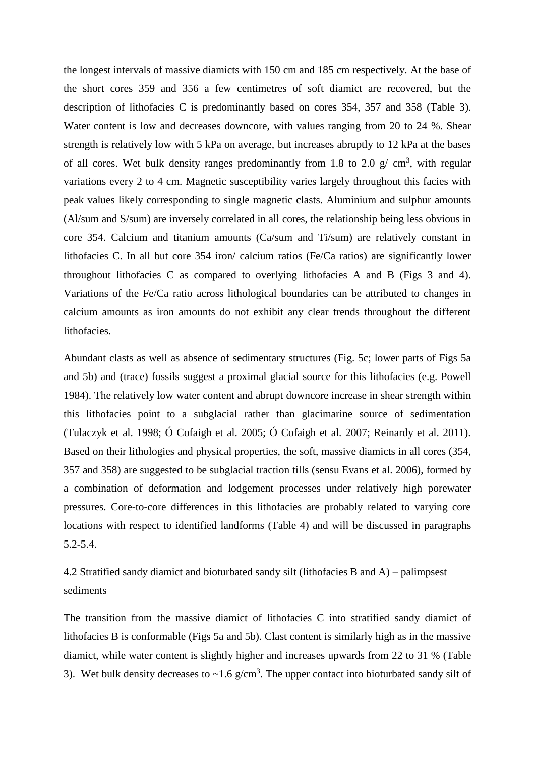the longest intervals of massive diamicts with 150 cm and 185 cm respectively. At the base of the short cores 359 and 356 a few centimetres of soft diamict are recovered, but the description of lithofacies C is predominantly based on cores 354, 357 and 358 (Table 3). Water content is low and decreases downcore, with values ranging from 20 to 24 %. Shear strength is relatively low with 5 kPa on average, but increases abruptly to 12 kPa at the bases of all cores. Wet bulk density ranges predominantly from 1.8 to 2.0 g/ $cm^3$, with regular variations every 2 to 4 cm. Magnetic susceptibility varies largely throughout this facies with peak values likely corresponding to single magnetic clasts. Aluminium and sulphur amounts (Al/sum and S/sum) are inversely correlated in all cores, the relationship being less obvious in core 354. Calcium and titanium amounts (Ca/sum and Ti/sum) are relatively constant in lithofacies C. In all but core 354 iron/ calcium ratios (Fe/Ca ratios) are significantly lower throughout lithofacies C as compared to overlying lithofacies A and B (Figs 3 and 4). Variations of the Fe/Ca ratio across lithological boundaries can be attributed to changes in calcium amounts as iron amounts do not exhibit any clear trends throughout the different lithofacies.

Abundant clasts as well as absence of sedimentary structures (Fig. 5c; lower parts of Figs 5a and 5b) and (trace) fossils suggest a proximal glacial source for this lithofacies (e.g. Powell 1984). The relatively low water content and abrupt downcore increase in shear strength within this lithofacies point to a subglacial rather than glacimarine source of sedimentation (Tulaczyk et al. 1998; Ó Cofaigh et al. 2005; Ó Cofaigh et al. 2007; Reinardy et al. 2011). Based on their lithologies and physical properties, the soft, massive diamicts in all cores (354, 357 and 358) are suggested to be subglacial traction tills (sensu Evans et al. 2006), formed by a combination of deformation and lodgement processes under relatively high porewater pressures. Core-to-core differences in this lithofacies are probably related to varying core locations with respect to identified landforms (Table 4) and will be discussed in paragraphs 5.2-5.4.

### 4.2 Stratified sandy diamict and bioturbated sandy silt (lithofacies B and A) – palimpsest sediments

The transition from the massive diamict of lithofacies C into stratified sandy diamict of lithofacies B is conformable (Figs 5a and 5b). Clast content is similarly high as in the massive diamict, while water content is slightly higher and increases upwards from 22 to 31 % (Table 3). Wet bulk density decreases to ~1.6 g/$cm^3$. The upper contact into bioturbated sandy silt of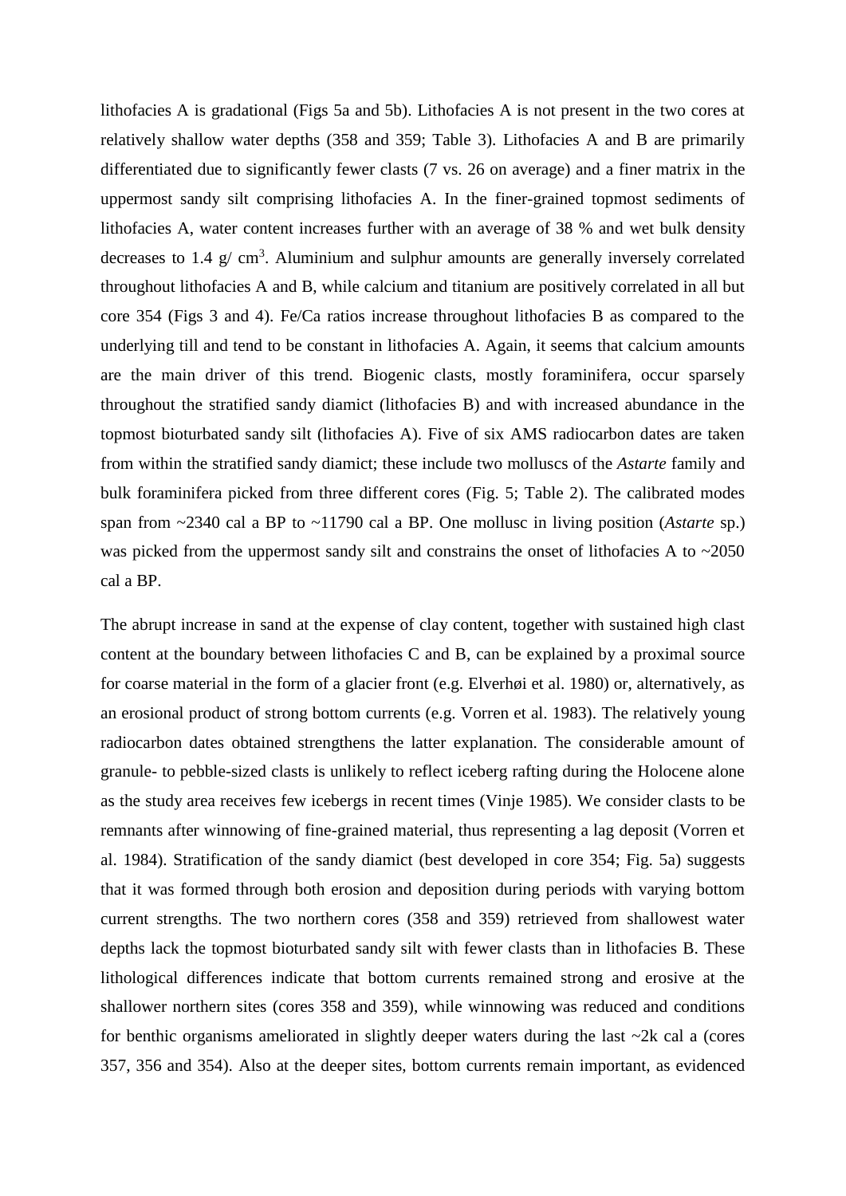lithofacies A is gradational (Figs 5a and 5b). Lithofacies A is not present in the two cores at relatively shallow water depths (358 and 359; Table 3). Lithofacies A and B are primarily differentiated due to significantly fewer clasts (7 vs. 26 on average) and a finer matrix in the uppermost sandy silt comprising lithofacies A. In the finer-grained topmost sediments of lithofacies A, water content increases further with an average of 38 % and wet bulk density decreases to 1.4 g/ $cm^3$. Aluminium and sulphur amounts are generally inversely correlated throughout lithofacies A and B, while calcium and titanium are positively correlated in all but core 354 (Figs 3 and 4). Fe/Ca ratios increase throughout lithofacies B as compared to the underlying till and tend to be constant in lithofacies A. Again, it seems that calcium amounts are the main driver of this trend. Biogenic clasts, mostly foraminifera, occur sparsely throughout the stratified sandy diamict (lithofacies B) and with increased abundance in the topmost bioturbated sandy silt (lithofacies A). Five of six AMS radiocarbon dates are taken from within the stratified sandy diamict; these include two molluscs of the *Astarte* family and bulk foraminifera picked from three different cores (Fig. 5; Table 2). The calibrated modes span from ~2340 cal a BP to ~11790 cal a BP. One mollusc in living position (*Astarte* sp.) was picked from the uppermost sandy silt and constrains the onset of lithofacies A to ~2050 cal a BP.

The abrupt increase in sand at the expense of clay content, together with sustained high clast content at the boundary between lithofacies C and B, can be explained by a proximal source for coarse material in the form of a glacier front (e.g. Elverhøi et al. 1980) or, alternatively, as an erosional product of strong bottom currents (e.g. Vorren et al. 1983). The relatively young radiocarbon dates obtained strengthens the latter explanation. The considerable amount of granule- to pebble-sized clasts is unlikely to reflect iceberg rafting during the Holocene alone as the study area receives few icebergs in recent times (Vinje 1985). We consider clasts to be remnants after winnowing of fine-grained material, thus representing a lag deposit (Vorren et al. 1984). Stratification of the sandy diamict (best developed in core 354; Fig. 5a) suggests that it was formed through both erosion and deposition during periods with varying bottom current strengths. The two northern cores (358 and 359) retrieved from shallowest water depths lack the topmost bioturbated sandy silt with fewer clasts than in lithofacies B. These lithological differences indicate that bottom currents remained strong and erosive at the shallower northern sites (cores 358 and 359), while winnowing was reduced and conditions for benthic organisms ameliorated in slightly deeper waters during the last ~2k cal a (cores 357, 356 and 354). Also at the deeper sites, bottom currents remain important, as evidenced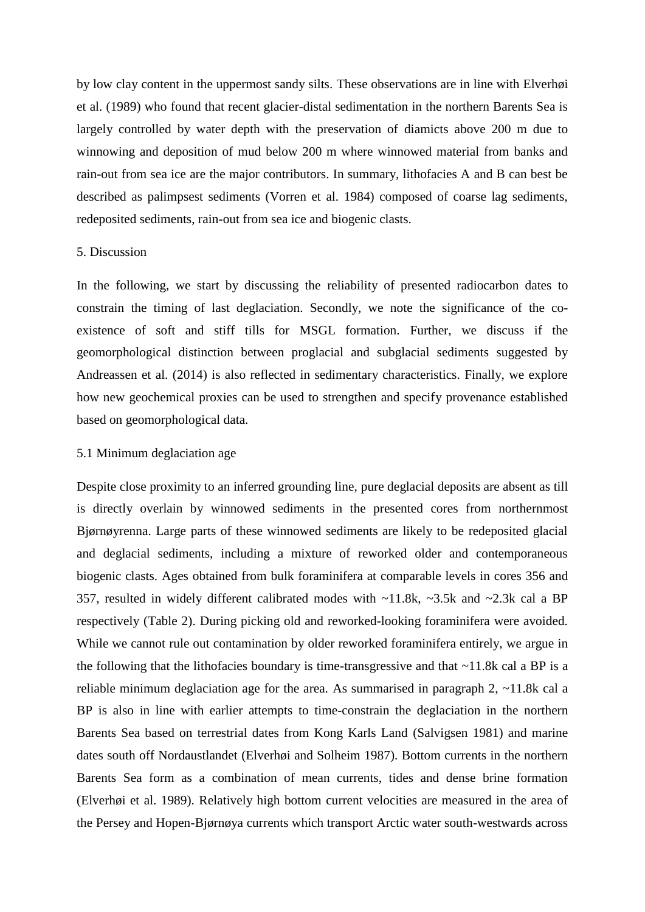by low clay content in the uppermost sandy silts. These observations are in line with Elverhøi et al. (1989) who found that recent glacier-distal sedimentation in the northern Barents Sea is largely controlled by water depth with the preservation of diamicts above 200 m due to winnowing and deposition of mud below 200 m where winnowed material from banks and rain-out from sea ice are the major contributors. In summary, lithofacies A and B can best be described as palimpsest sediments (Vorren et al. 1984) composed of coarse lag sediments, redeposited sediments, rain-out from sea ice and biogenic clasts.

## 5. Discussion

In the following, we start by discussing the reliability of presented radiocarbon dates to constrain the timing of last deglaciation. Secondly, we note the significance of the co-existence of soft and stiff tills for MSGL formation. Further, we discuss if the geomorphological distinction between proglacial and subglacial sediments suggested by Andreassen et al. (2014) is also reflected in sedimentary characteristics. Finally, we explore how new geochemical proxies can be used to strengthen and specify provenance established based on geomorphological data.

### 5.1 Minimum deglaciation age

Despite close proximity to an inferred grounding line, pure deglacial deposits are absent as till is directly overlain by winnowed sediments in the presented cores from northernmost Bjørnøyrenna. Large parts of these winnowed sediments are likely to be redeposited glacial and deglacial sediments, including a mixture of reworked older and contemporaneous biogenic clasts. Ages obtained from bulk foraminifera at comparable levels in cores 356 and 357, resulted in widely different calibrated modes with ~11.8k, ~3.5k and ~2.3k cal a BP respectively (Table 2). During picking old and reworked-looking foraminifera were avoided. While we cannot rule out contamination by older reworked foraminifera entirely, we argue in the following that the lithofacies boundary is time-transgressive and that ~11.8k cal a BP is a reliable minimum deglaciation age for the area. As summarised in paragraph 2, ~11.8k cal a BP is also in line with earlier attempts to time-constrain the deglaciation in the northern Barents Sea based on terrestrial dates from Kong Karls Land (Salvigsen 1981) and marine dates south off Nordaustlandet (Elverhøi and Solheim 1987). Bottom currents in the northern Barents Sea form as a combination of mean currents, tides and dense brine formation (Elverhøi et al. 1989). Relatively high bottom current velocities are measured in the area of the Persey and Hopen-Bjørnøya currents which transport Arctic water south-westwards across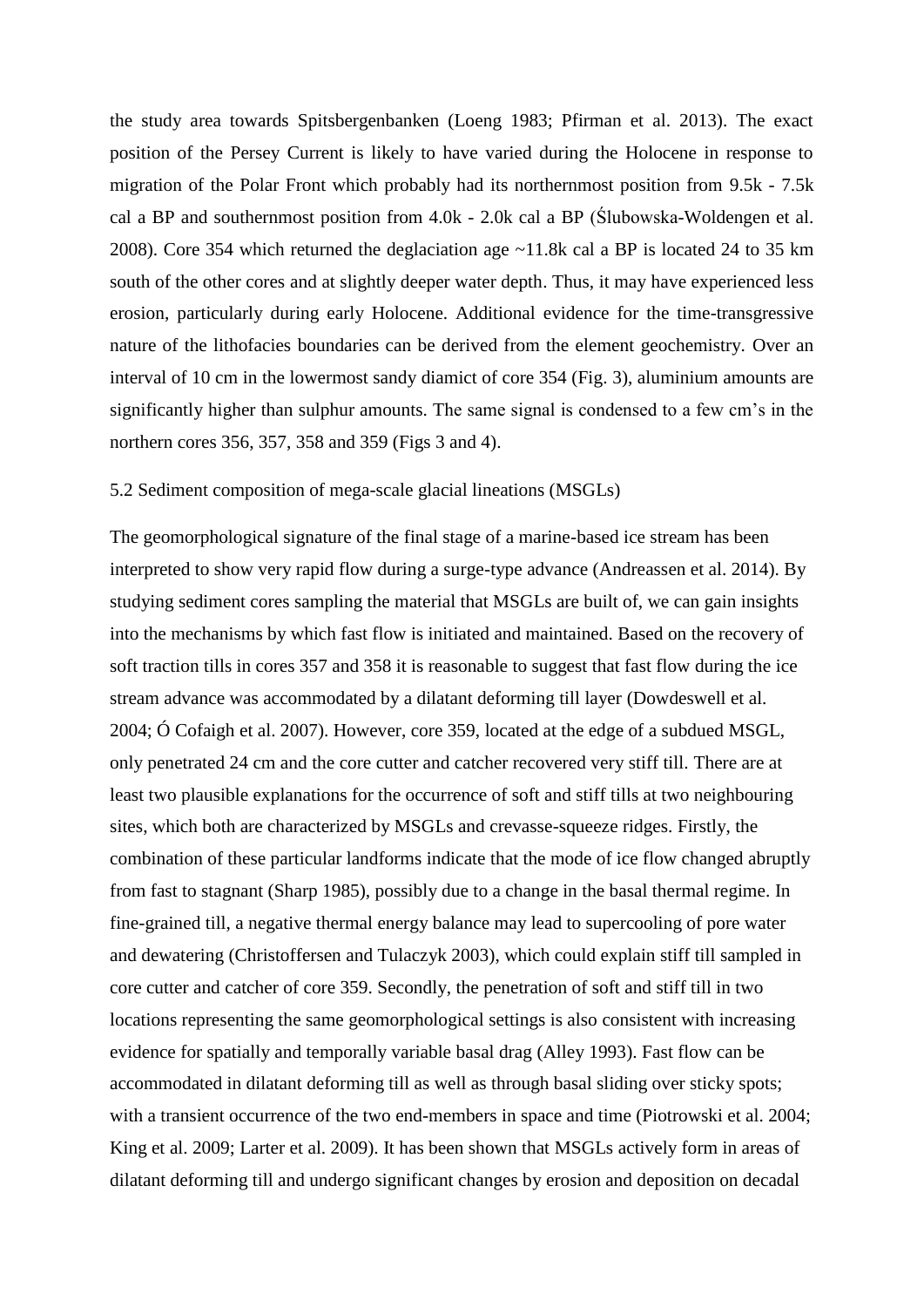the study area towards Spitsbergenbanken (Loeng 1983; Pfirman et al. 2013). The exact position of the Persey Current is likely to have varied during the Holocene in response to migration of the Polar Front which probably had its northernmost position from 9.5k - 7.5k cal a BP and southernmost position from 4.0k - 2.0k cal a BP (Ślubowska-Woldengen et al. 2008). Core 354 which returned the deglaciation age ~11.8k cal a BP is located 24 to 35 km south of the other cores and at slightly deeper water depth. Thus, it may have experienced less erosion, particularly during early Holocene. Additional evidence for the time-transgressive nature of the lithofacies boundaries can be derived from the element geochemistry. Over an interval of 10 cm in the lowermost sandy diamict of core 354 (Fig. 3), aluminium amounts are significantly higher than sulphur amounts. The same signal is condensed to a few cm's in the northern cores 356, 357, 358 and 359 (Figs 3 and 4).

## 5.2 Sediment composition of mega-scale glacial lineations (MSGLs)

The geomorphological signature of the final stage of a marine-based ice stream has been interpreted to show very rapid flow during a surge-type advance (Andreassen et al. 2014). By studying sediment cores sampling the material that MSGLs are built of, we can gain insights into the mechanisms by which fast flow is initiated and maintained. Based on the recovery of soft traction tills in cores 357 and 358 it is reasonable to suggest that fast flow during the ice stream advance was accommodated by a dilatant deforming till layer (Dowdeswell et al. 2004; Ó Cofaigh et al. 2007). However, core 359, located at the edge of a subdued MSGL, only penetrated 24 cm and the core cutter and catcher recovered very stiff till. There are at least two plausible explanations for the occurrence of soft and stiff tills at two neighbouring sites, which both are characterized by MSGLs and crevasse-squeeze ridges. Firstly, the combination of these particular landforms indicate that the mode of ice flow changed abruptly from fast to stagnant (Sharp 1985), possibly due to a change in the basal thermal regime. In fine-grained till, a negative thermal energy balance may lead to supercooling of pore water and dewatering (Christoffersen and Tulaczyk 2003), which could explain stiff till sampled in core cutter and catcher of core 359. Secondly, the penetration of soft and stiff till in two locations representing the same geomorphological settings is also consistent with increasing evidence for spatially and temporally variable basal drag (Alley 1993). Fast flow can be accommodated in dilatant deforming till as well as through basal sliding over sticky spots; with a transient occurrence of the two end-members in space and time (Piotrowski et al. 2004; King et al. 2009; Larter et al. 2009). It has been shown that MSGLs actively form in areas of dilatant deforming till and undergo significant changes by erosion and deposition on decadal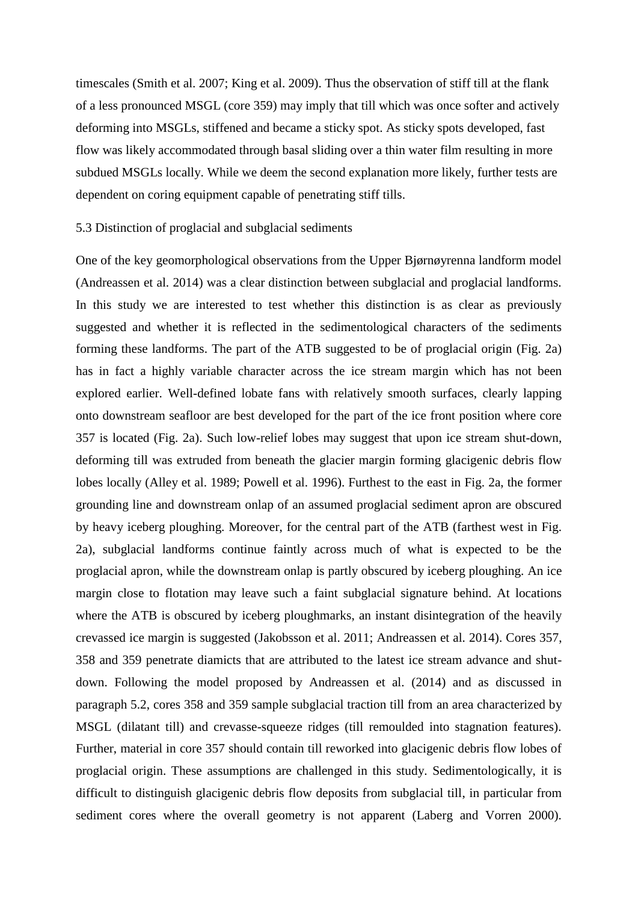timescales (Smith et al. 2007; King et al. 2009). Thus the observation of stiff till at the flank of a less pronounced MSGL (core 359) may imply that till which was once softer and actively deforming into MSGLs, stiffened and became a sticky spot. As sticky spots developed, fast flow was likely accommodated through basal sliding over a thin water film resulting in more subdued MSGLs locally. While we deem the second explanation more likely, further tests are dependent on coring equipment capable of penetrating stiff tills.

### 5.3 Distinction of proglacial and subglacial sediments

One of the key geomorphological observations from the Upper Bjørnøyrenna landform model (Andreassen et al. 2014) was a clear distinction between subglacial and proglacial landforms. In this study we are interested to test whether this distinction is as clear as previously suggested and whether it is reflected in the sedimentological characters of the sediments forming these landforms. The part of the ATB suggested to be of proglacial origin (Fig. 2a) has in fact a highly variable character across the ice stream margin which has not been explored earlier. Well-defined lobate fans with relatively smooth surfaces, clearly lapping onto downstream seafloor are best developed for the part of the ice front position where core 357 is located (Fig. 2a). Such low-relief lobes may suggest that upon ice stream shut-down, deforming till was extruded from beneath the glacier margin forming glacigenic debris flow lobes locally (Alley et al. 1989; Powell et al. 1996). Furthest to the east in Fig. 2a, the former grounding line and downstream onlap of an assumed proglacial sediment apron are obscured by heavy iceberg ploughing. Moreover, for the central part of the ATB (farthest west in Fig. 2a), subglacial landforms continue faintly across much of what is expected to be the proglacial apron, while the downstream onlap is partly obscured by iceberg ploughing. An ice margin close to flotation may leave such a faint subglacial signature behind. At locations where the ATB is obscured by iceberg ploughmarks, an instant disintegration of the heavily crevassed ice margin is suggested (Jakobsson et al. 2011; Andreassen et al. 2014). Cores 357, 358 and 359 penetrate diamicts that are attributed to the latest ice stream advance and shut-down. Following the model proposed by Andreassen et al. (2014) and as discussed in paragraph 5.2, cores 358 and 359 sample subglacial traction till from an area characterized by MSGL (dilatant till) and crevasse-squeeze ridges (till remoulded into stagnation features). Further, material in core 357 should contain till reworked into glacigenic debris flow lobes of proglacial origin. These assumptions are challenged in this study. Sedimentologically, it is difficult to distinguish glacigenic debris flow deposits from subglacial till, in particular from sediment cores where the overall geometry is not apparent (Laberg and Vorren 2000).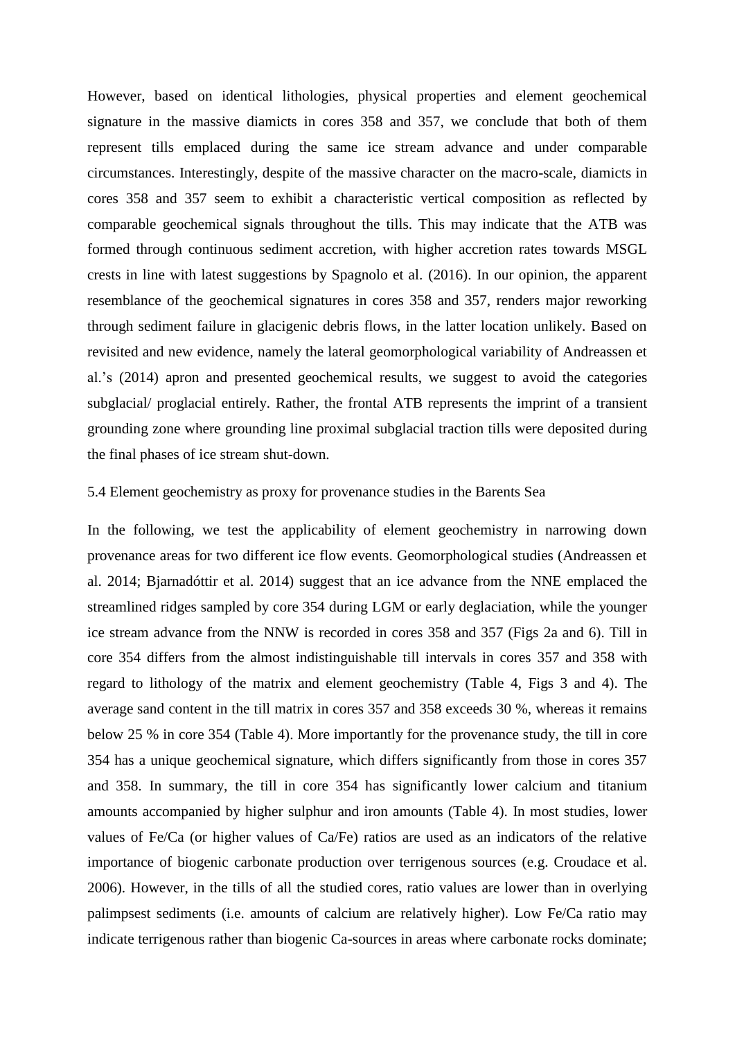However, based on identical lithologies, physical properties and element geochemical signature in the massive diamicts in cores 358 and 357, we conclude that both of them represent tills emplaced during the same ice stream advance and under comparable circumstances. Interestingly, despite of the massive character on the macro-scale, diamicts in cores 358 and 357 seem to exhibit a characteristic vertical composition as reflected by comparable geochemical signals throughout the tills. This may indicate that the ATB was formed through continuous sediment accretion, with higher accretion rates towards MSGL crests in line with latest suggestions by Spagnolo et al. (2016). In our opinion, the apparent resemblance of the geochemical signatures in cores 358 and 357, renders major reworking through sediment failure in glacigenic debris flows, in the latter location unlikely. Based on revisited and new evidence, namely the lateral geomorphological variability of Andreassen et al.'s (2014) apron and presented geochemical results, we suggest to avoid the categories subglacial/ proglacial entirely. Rather, the frontal ATB represents the imprint of a transient grounding zone where grounding line proximal subglacial traction tills were deposited during the final phases of ice stream shut-down.

## 5.4 Element geochemistry as proxy for provenance studies in the Barents Sea

In the following, we test the applicability of element geochemistry in narrowing down provenance areas for two different ice flow events. Geomorphological studies (Andreassen et al. 2014; Bjarnadóttir et al. 2014) suggest that an ice advance from the NNE emplaced the streamlined ridges sampled by core 354 during LGM or early deglaciation, while the younger ice stream advance from the NNW is recorded in cores 358 and 357 (Figs 2a and 6). Till in core 354 differs from the almost indistinguishable till intervals in cores 357 and 358 with regard to lithology of the matrix and element geochemistry (Table 4, Figs 3 and 4). The average sand content in the till matrix in cores 357 and 358 exceeds 30 %, whereas it remains below 25 % in core 354 (Table 4). More importantly for the provenance study, the till in core 354 has a unique geochemical signature, which differs significantly from those in cores 357 and 358. In summary, the till in core 354 has significantly lower calcium and titanium amounts accompanied by higher sulphur and iron amounts (Table 4). In most studies, lower values of Fe/Ca (or higher values of Ca/Fe) ratios are used as an indicators of the relative importance of biogenic carbonate production over terrigenous sources (e.g. Croudace et al. 2006). However, in the tills of all the studied cores, ratio values are lower than in overlying palimpsest sediments (i.e. amounts of calcium are relatively higher). Low Fe/Ca ratio may indicate terrigenous rather than biogenic Ca-sources in areas where carbonate rocks dominate;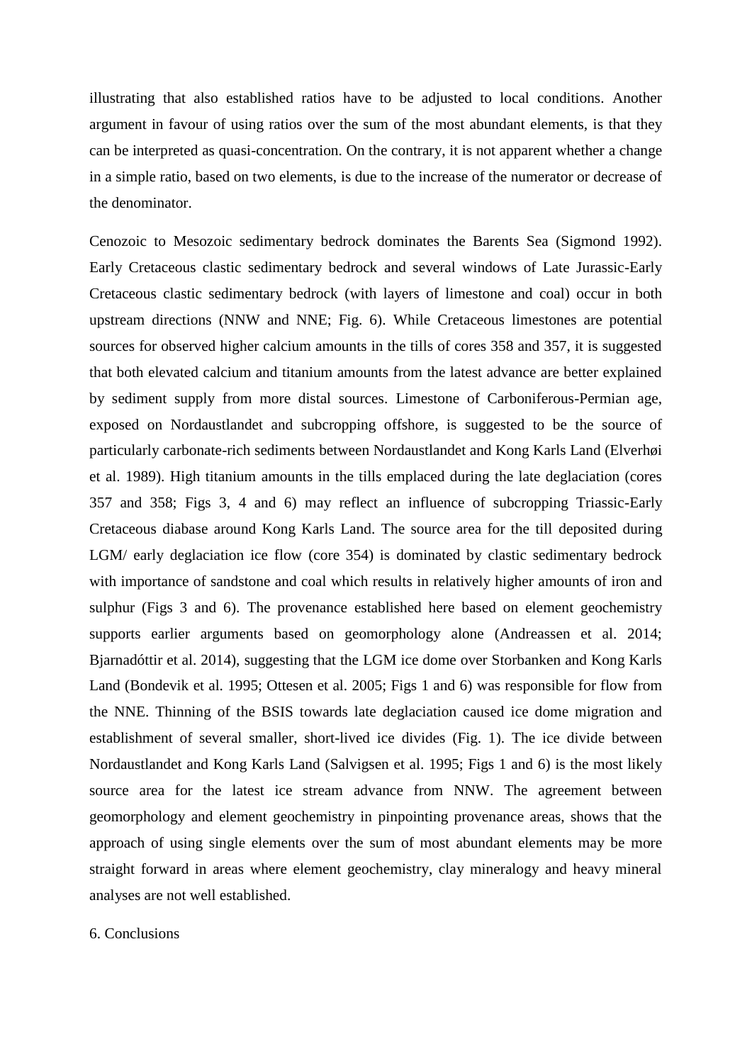illustrating that also established ratios have to be adjusted to local conditions. Another argument in favour of using ratios over the sum of the most abundant elements, is that they can be interpreted as quasi-concentration. On the contrary, it is not apparent whether a change in a simple ratio, based on two elements, is due to the increase of the numerator or decrease of the denominator.

Cenozoic to Mesozoic sedimentary bedrock dominates the Barents Sea (Sigmond 1992). Early Cretaceous clastic sedimentary bedrock and several windows of Late Jurassic-Early Cretaceous clastic sedimentary bedrock (with layers of limestone and coal) occur in both upstream directions (NNW and NNE; Fig. 6). While Cretaceous limestones are potential sources for observed higher calcium amounts in the tills of cores 358 and 357, it is suggested that both elevated calcium and titanium amounts from the latest advance are better explained by sediment supply from more distal sources. Limestone of Carboniferous-Permian age, exposed on Nordaustlandet and subcropping offshore, is suggested to be the source of particularly carbonate-rich sediments between Nordaustlandet and Kong Karls Land (Elverhøi et al. 1989). High titanium amounts in the tills emplaced during the late deglaciation (cores 357 and 358; Figs 3, 4 and 6) may reflect an influence of subcropping Triassic-Early Cretaceous diabase around Kong Karls Land. The source area for the till deposited during LGM/ early deglaciation ice flow (core 354) is dominated by clastic sedimentary bedrock with importance of sandstone and coal which results in relatively higher amounts of iron and sulphur (Figs 3 and 6). The provenance established here based on element geochemistry supports earlier arguments based on geomorphology alone (Andreassen et al. 2014; Bjarnadóttir et al. 2014), suggesting that the LGM ice dome over Storbanken and Kong Karls Land (Bondevik et al. 1995; Ottesen et al. 2005; Figs 1 and 6) was responsible for flow from the NNE. Thinning of the BSIS towards late deglaciation caused ice dome migration and establishment of several smaller, short-lived ice divides (Fig. 1). The ice divide between Nordaustlandet and Kong Karls Land (Salvigsen et al. 1995; Figs 1 and 6) is the most likely source area for the latest ice stream advance from NNW. The agreement between geomorphology and element geochemistry in pinpointing provenance areas, shows that the approach of using single elements over the sum of most abundant elements may be more straight forward in areas where element geochemistry, clay mineralogy and heavy mineral analyses are not well established.

## 6. Conclusions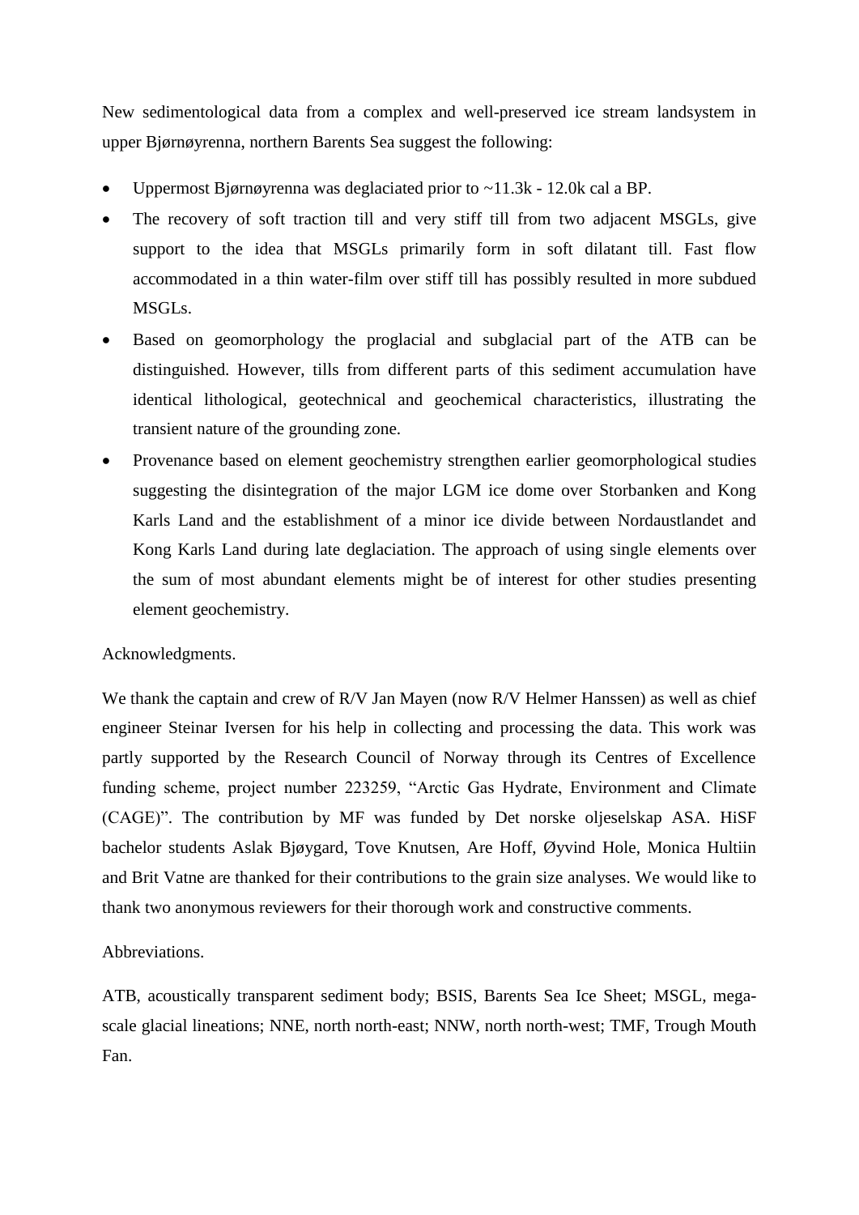New sedimentological data from a complex and well-preserved ice stream landsystem in upper Bjørnøyrenna, northern Barents Sea suggest the following:

- Uppermost Bjørnøyrenna was deglaciated prior to ~11.3k - 12.0k cal a BP.
- The recovery of soft traction till and very stiff till from two adjacent MSGLs, give support to the idea that MSGLs primarily form in soft dilatant till. Fast flow accommodated in a thin water-film over stiff till has possibly resulted in more subdued MSGLs.
- Based on geomorphology the proglacial and subglacial part of the ATB can be distinguished. However, tills from different parts of this sediment accumulation have identical lithological, geotechnical and geochemical characteristics, illustrating the transient nature of the grounding zone.
- Provenance based on element geochemistry strengthen earlier geomorphological studies suggesting the disintegration of the major LGM ice dome over Storbanken and Kong Karls Land and the establishment of a minor ice divide between Nordaustlandet and Kong Karls Land during late deglaciation. The approach of using single elements over the sum of most abundant elements might be of interest for other studies presenting element geochemistry.

Acknowledgments.

We thank the captain and crew of R/V Jan Mayen (now R/V Helmer Hanssen) as well as chief engineer Steinar Iversen for his help in collecting and processing the data. This work was partly supported by the Research Council of Norway through its Centres of Excellence funding scheme, project number 223259, "Arctic Gas Hydrate, Environment and Climate (CAGE)". The contribution by MF was funded by Det norske oljeselskap ASA. HiSF bachelor students Aslak Bjøygard, Tove Knutsen, Are Hoff, Øyvind Hole, Monica Hultiin and Brit Vatne are thanked for their contributions to the grain size analyses. We would like to thank two anonymous reviewers for their thorough work and constructive comments.

Abbreviations.

ATB, acoustically transparent sediment body; BSIS, Barents Sea Ice Sheet; MSGL, mega-scale glacial lineations; NNE, north north-east; NNW, north north-west; TMF, Trough Mouth Fan.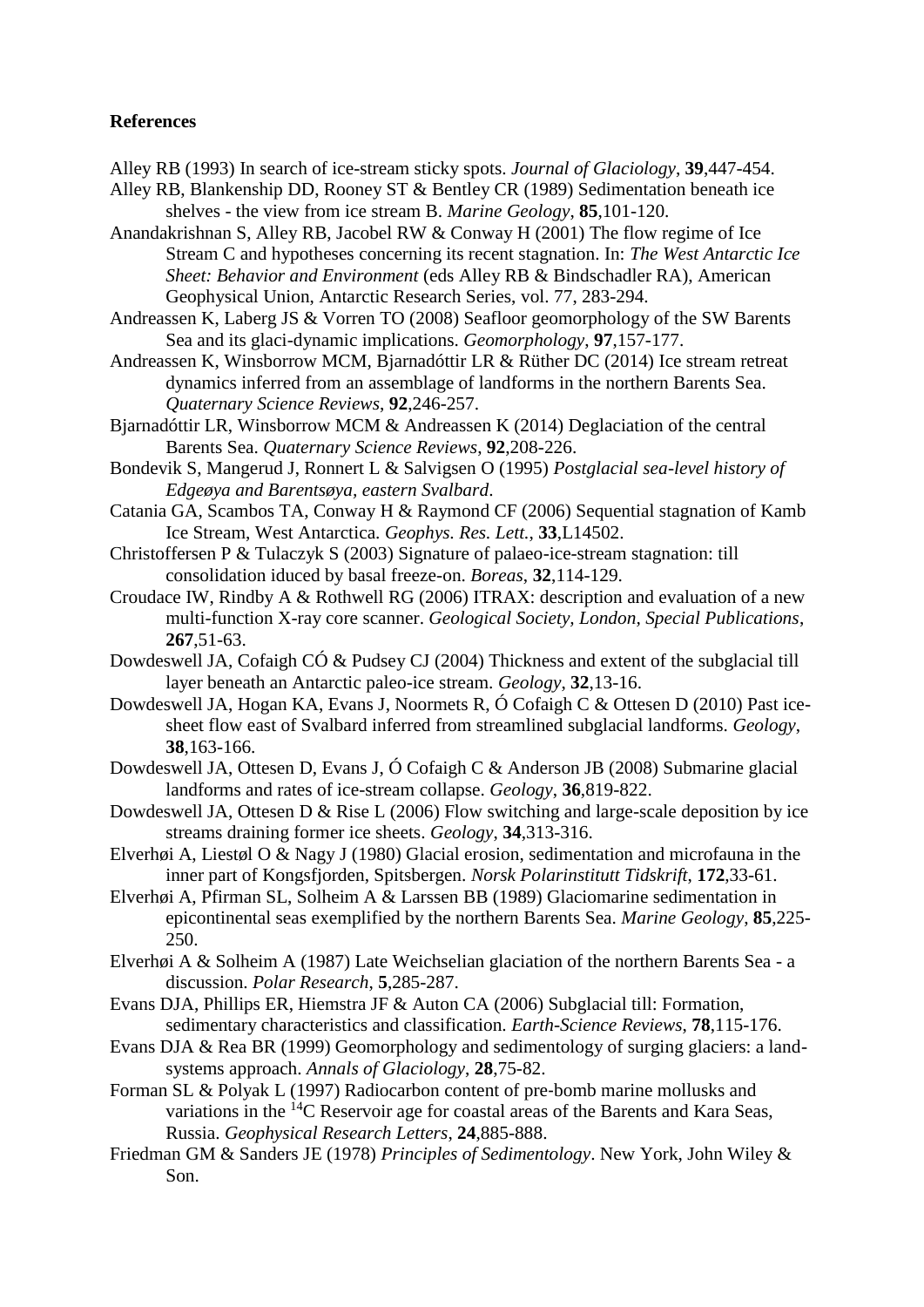**References**

Alley RB (1993) In search of ice-stream sticky spots. *Journal of Glaciology*, **39**,447-454.

Alley RB, Blankenship DD, Rooney ST & Bentley CR (1989) Sedimentation beneath ice shelves - the view from ice stream B. *Marine Geology*, **85**,101-120.

Anandakrishnan S, Alley RB, Jacobel RW & Conway H (2001) The flow regime of Ice Stream C and hypotheses concerning its recent stagnation. In: *The West Antarctic Ice Sheet: Behavior and Environment* (eds Alley RB & Bindschadler RA), American Geophysical Union, Antarctic Research Series, vol. 77, 283-294.

Andreassen K, Laberg JS & Vorren TO (2008) Seafloor geomorphology of the SW Barents Sea and its glaci-dynamic implications. *Geomorphology*, **97**,157-177.

Andreassen K, Winsborrow MCM, Bjarnadóttir LR & Rüther DC (2014) Ice stream retreat dynamics inferred from an assemblage of landforms in the northern Barents Sea. *Quaternary Science Reviews*, **92**,246-257.

Bjarnadóttir LR, Winsborrow MCM & Andreassen K (2014) Deglaciation of the central Barents Sea. *Quaternary Science Reviews*, **92**,208-226.

Bondevik S, Mangerud J, Ronnert L & Salvigsen O (1995) *Postglacial sea-level history of Edgeøya and Barentsøya, eastern Svalbard*.

Catania GA, Scambos TA, Conway H & Raymond CF (2006) Sequential stagnation of Kamb Ice Stream, West Antarctica. *Geophys. Res. Lett.*, **33**,L14502.

Christoffersen P & Tulaczyk S (2003) Signature of palaeo-ice-stream stagnation: till consolidation iduced by basal freeze-on. *Boreas*, **32**,114-129.

Croudace IW, Rindby A & Rothwell RG (2006) ITRAX: description and evaluation of a new multi-function X-ray core scanner. *Geological Society, London, Special Publications*, **267**,51-63.

Dowdeswell JA, Cofaigh CÓ & Pudsey CJ (2004) Thickness and extent of the subglacial till layer beneath an Antarctic paleo-ice stream. *Geology*, **32**,13-16.

Dowdeswell JA, Hogan KA, Evans J, Noormets R, Ó Cofaigh C & Ottesen D (2010) Past ice-sheet flow east of Svalbard inferred from streamlined subglacial landforms. *Geology*, **38**,163-166.

Dowdeswell JA, Ottesen D, Evans J, Ó Cofaigh C & Anderson JB (2008) Submarine glacial landforms and rates of ice-stream collapse. *Geology*, **36**,819-822.

Dowdeswell JA, Ottesen D & Rise L (2006) Flow switching and large-scale deposition by ice streams draining former ice sheets. *Geology*, **34**,313-316.

Elverhøi A, Liestøl O & Nagy J (1980) Glacial erosion, sedimentation and microfauna in the inner part of Kongsfjorden, Spitsbergen. *Norsk Polarinstitutt Tidskrift*, **172**,33-61.

Elverhøi A, Pfirman SL, Solheim A & Larssen BB (1989) Glaciomarine sedimentation in epicontinental seas exemplified by the northern Barents Sea. *Marine Geology*, **85**,225-250.

Elverhøi A & Solheim A (1987) Late Weichselian glaciation of the northern Barents Sea - a discussion. *Polar Research*, **5**,285-287.

Evans DJA, Phillips ER, Hiemstra JF & Auton CA (2006) Subglacial till: Formation, sedimentary characteristics and classification. *Earth-Science Reviews*, **78**,115-176.

Evans DJA & Rea BR (1999) Geomorphology and sedimentology of surging glaciers: a land-systems approach. *Annals of Glaciology*, **28**,75-82.

Forman SL & Polyak L (1997) Radiocarbon content of pre-bomb marine mollusks and variations in the $^{14}$C Reservoir age for coastal areas of the Barents and Kara Seas, Russia. *Geophysical Research Letters*, **24**,885-888.

Friedman GM & Sanders JE (1978) *Principles of Sedimentology*. New York, John Wiley & Son.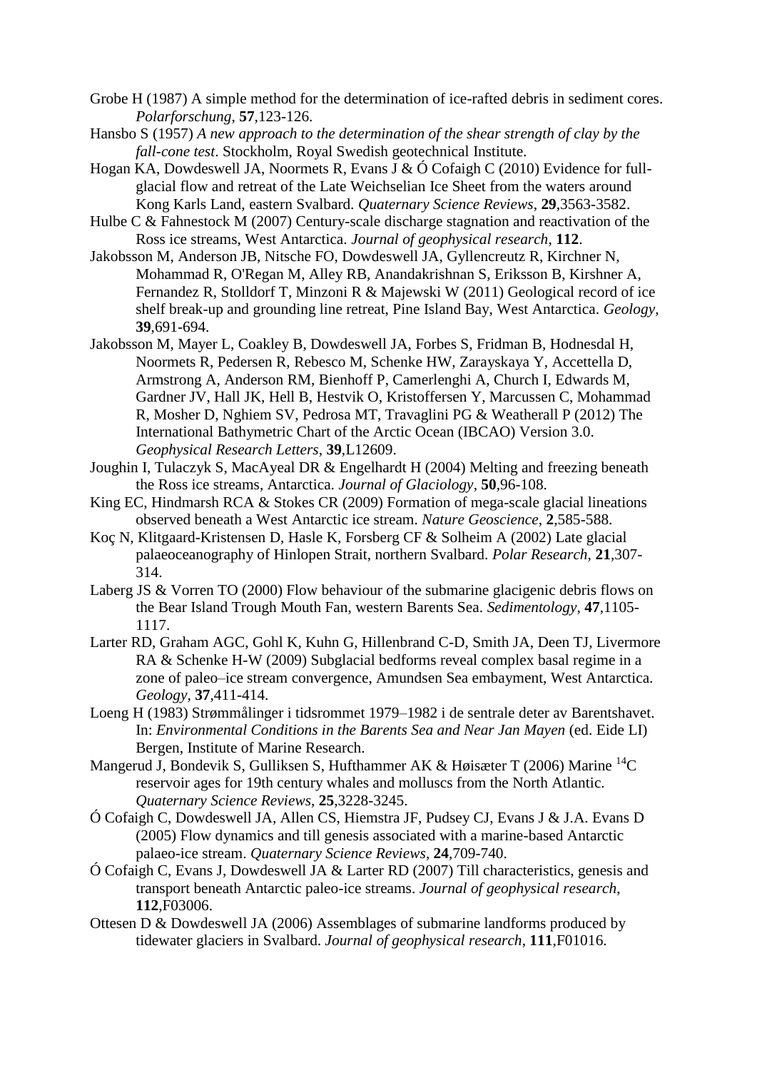Grobe H (1987) A simple method for the determination of ice-rafted debris in sediment cores. *Polarforschung*, **57**,123-126.

Hansbo S (1957) *A new approach to the determination of the shear strength of clay by the fall-cone test*. Stockholm, Royal Swedish geotechnical Institute.

Hogan KA, Dowdeswell JA, Noormets R, Evans J & Ó Cofaigh C (2010) Evidence for full-glacial flow and retreat of the Late Weichselian Ice Sheet from the waters around Kong Karls Land, eastern Svalbard. *Quaternary Science Reviews*, **29**,3563-3582.

Hulbe C & Fahnestock M (2007) Century-scale discharge stagnation and reactivation of the Ross ice streams, West Antarctica. *Journal of geophysical research*, **112**.

Jakobsson M, Anderson JB, Nitsche FO, Dowdeswell JA, Gyllencreutz R, Kirchner N, Mohammad R, O'Regan M, Alley RB, Anandakrishnan S, Eriksson B, Kirshner A, Fernandez R, Stolldorf T, Minzoni R & Majewski W (2011) Geological record of ice shelf break-up and grounding line retreat, Pine Island Bay, West Antarctica. *Geology*, **39**,691-694.

Jakobsson M, Mayer L, Coakley B, Dowdeswell JA, Forbes S, Fridman B, Hodnesdal H, Noormets R, Pedersen R, Rebesco M, Schenke HW, Zarayskaya Y, Accettella D, Armstrong A, Anderson RM, Bienhoff P, Camerlenghi A, Church I, Edwards M, Gardner JV, Hall JK, Hell B, Hestvik O, Kristoffersen Y, Marcussen C, Mohammad R, Mosher D, Nghiem SV, Pedrosa MT, Travaglini PG & Weatherall P (2012) The International Bathymetric Chart of the Arctic Ocean (IBCAO) Version 3.0. *Geophysical Research Letters*, **39**,L12609.

Joughin I, Tulaczyk S, MacAyeal DR & Engelhardt H (2004) Melting and freezing beneath the Ross ice streams, Antarctica. *Journal of Glaciology*, **50**,96-108.

King EC, Hindmarsh RCA & Stokes CR (2009) Formation of mega-scale glacial lineations observed beneath a West Antarctic ice stream. *Nature Geoscience*, **2**,585-588.

Koç N, Klitgaard-Kristensen D, Hasle K, Forsberg CF & Solheim A (2002) Late glacial palaeoceanography of Hinlopen Strait, northern Svalbard. *Polar Research*, **21**,307-314.

Laberg JS & Vorren TO (2000) Flow behaviour of the submarine glacigenic debris flows on the Bear Island Trough Mouth Fan, western Barents Sea. *Sedimentology*, **47**,1105-1117.

Larter RD, Graham AGC, Gohl K, Kuhn G, Hillenbrand C-D, Smith JA, Deen TJ, Livermore RA & Schenke H-W (2009) Subglacial bedforms reveal complex basal regime in a zone of paleo–ice stream convergence, Amundsen Sea embayment, West Antarctica. *Geology*, **37**,411-414.

Loeng H (1983) Strømmålinger i tidsrommet 1979–1982 i de sentrale deter av Barentshavet. In: *Environmental Conditions in the Barents Sea and Near Jan Mayen* (ed. Eide LI) Bergen, Institute of Marine Research.

Mangerud J, Bondevik S, Gulliksen S, Hufthammer AK & Høisæter T (2006) Marine $^{14}$C reservoir ages for 19th century whales and molluscs from the North Atlantic. *Quaternary Science Reviews*, **25**,3228-3245.

Ó Cofaigh C, Dowdeswell JA, Allen CS, Hiemstra JF, Pudsey CJ, Evans J & J.A. Evans D (2005) Flow dynamics and till genesis associated with a marine-based Antarctic palaeo-ice stream. *Quaternary Science Reviews*, **24**,709-740.

Ó Cofaigh C, Evans J, Dowdeswell JA & Larter RD (2007) Till characteristics, genesis and transport beneath Antarctic paleo-ice streams. *Journal of geophysical research*, **112**,F03006.

Ottesen D & Dowdeswell JA (2006) Assemblages of submarine landforms produced by tidewater glaciers in Svalbard. *Journal of geophysical research*, **111**,F01016.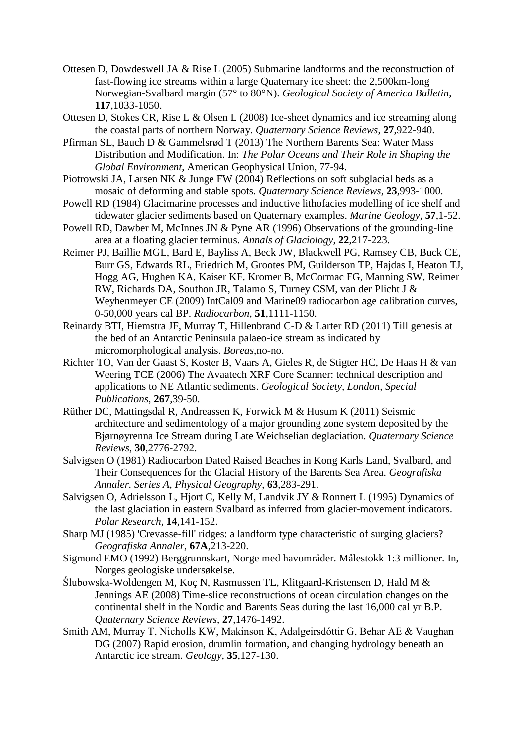Ottesen D, Dowdeswell JA & Rise L (2005) Submarine landforms and the reconstruction of fast-flowing ice streams within a large Quaternary ice sheet: the 2,500km-long Norwegian-Svalbard margin (57° to 80°N). *Geological Society of America Bulletin*, **117**,1033-1050.

Ottesen D, Stokes CR, Rise L & Olsen L (2008) Ice-sheet dynamics and ice streaming along the coastal parts of northern Norway. *Quaternary Science Reviews*, **27**,922-940.

Pfirman SL, Bauch D & Gammelsrød T (2013) The Northern Barents Sea: Water Mass Distribution and Modification. In: *The Polar Oceans and Their Role in Shaping the Global Environment*, American Geophysical Union, 77-94.

Piotrowski JA, Larsen NK & Junge FW (2004) Reflections on soft subglacial beds as a mosaic of deforming and stable spots. *Quaternary Science Reviews*, **23**,993-1000.

Powell RD (1984) Glacimarine processes and inductive lithofacies modelling of ice shelf and tidewater glacier sediments based on Quaternary examples. *Marine Geology*, **57**,1-52.

Powell RD, Dawber M, McInnes JN & Pyne AR (1996) Observations of the grounding-line area at a floating glacier terminus. *Annals of Glaciology*, **22**,217-223.

Reimer PJ, Baillie MGL, Bard E, Bayliss A, Beck JW, Blackwell PG, Ramsey CB, Buck CE, Burr GS, Edwards RL, Friedrich M, Grootes PM, Guilderson TP, Hajdas I, Heaton TJ, Hogg AG, Hughen KA, Kaiser KF, Kromer B, McCormac FG, Manning SW, Reimer RW, Richards DA, Southon JR, Talamo S, Turney CSM, van der Plicht J & Weyhenmeyer CE (2009) IntCal09 and Marine09 radiocarbon age calibration curves, 0-50,000 years cal BP. *Radiocarbon*, **51**,1111-1150.

Reinardy BTI, Hiemstra JF, Murray T, Hillenbrand C-D & Larter RD (2011) Till genesis at the bed of an Antarctic Peninsula palaeo-ice stream as indicated by micromorphological analysis. *Boreas*,no-no.

Richter TO, Van der Gaast S, Koster B, Vaars A, Gieles R, de Stigter HC, De Haas H & van Weering TCE (2006) The Avaatech XRF Core Scanner: technical description and applications to NE Atlantic sediments. *Geological Society, London, Special Publications*, **267**,39-50.

Rüther DC, Mattingsdal R, Andreassen K, Forwick M & Husum K (2011) Seismic architecture and sedimentology of a major grounding zone system deposited by the Bjørnøyrenna Ice Stream during Late Weichselian deglaciation. *Quaternary Science Reviews*, **30**,2776-2792.

Salvigsen O (1981) Radiocarbon Dated Raised Beaches in Kong Karls Land, Svalbard, and Their Consequences for the Glacial History of the Barents Sea Area. *Geografiska Annaler. Series A, Physical Geography*, **63**,283-291.

Salvigsen O, Adrielsson L, Hjort C, Kelly M, Landvik JY & Ronnert L (1995) Dynamics of the last glaciation in eastern Svalbard as inferred from glacier-movement indicators. *Polar Research*, **14**,141-152.

Sharp MJ (1985) 'Crevasse-fill' ridges: a landform type characteristic of surging glaciers? *Geografiska Annaler*, **67A**,213-220.

Sigmond EMO (1992) Berggrunnskart, Norge med havområder. Målestokk 1:3 millioner. In, Norges geologiske undersøkelse.

Ślubowska-Woldengen M, Koç N, Rasmussen TL, Klitgaard-Kristensen D, Hald M & Jennings AE (2008) Time-slice reconstructions of ocean circulation changes on the continental shelf in the Nordic and Barents Seas during the last 16,000 cal yr B.P. *Quaternary Science Reviews*, **27**,1476-1492.

Smith AM, Murray T, Nicholls KW, Makinson K, Aðalgeirsdóttir G, Behar AE & Vaughan DG (2007) Rapid erosion, drumlin formation, and changing hydrology beneath an Antarctic ice stream. *Geology*, **35**,127-130.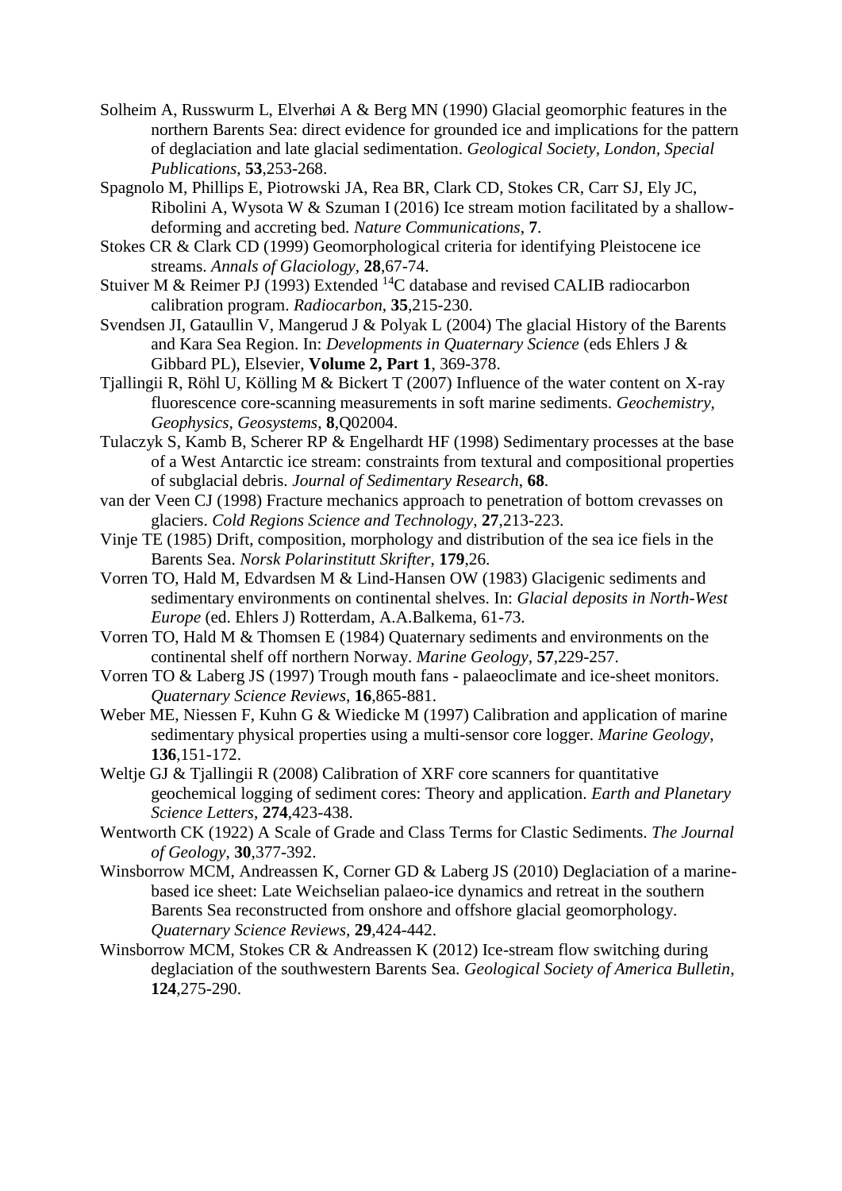Solheim A, Russwurm L, Elverhøi A & Berg MN (1990) Glacial geomorphic features in the northern Barents Sea: direct evidence for grounded ice and implications for the pattern of deglaciation and late glacial sedimentation. *Geological Society, London, Special Publications*, **53**,253-268.

Spagnolo M, Phillips E, Piotrowski JA, Rea BR, Clark CD, Stokes CR, Carr SJ, Ely JC, Ribolini A, Wysota W & Szuman I (2016) Ice stream motion facilitated by a shallow-deforming and accreting bed. *Nature Communications*, **7**.

Stokes CR & Clark CD (1999) Geomorphological criteria for identifying Pleistocene ice streams. *Annals of Glaciology*, **28**,67-74.

Stuiver M & Reimer PJ (1993) Extended $^{14}C$ database and revised CALIB radiocarbon calibration program. *Radiocarbon*, **35**,215-230.

Svendsen JI, Gataullin V, Mangerud J & Polyak L (2004) The glacial History of the Barents and Kara Sea Region. In: *Developments in Quaternary Science* (eds Ehlers J & Gibbard PL), Elsevier, **Volume 2, Part 1**, 369-378.

Tjallingii R, Röhl U, Kölling M & Bickert T (2007) Influence of the water content on X-ray fluorescence core-scanning measurements in soft marine sediments. *Geochemistry, Geophysics, Geosystems*, **8**,Q02004.

Tulaczyk S, Kamb B, Scherer RP & Engelhardt HF (1998) Sedimentary processes at the base of a West Antarctic ice stream: constraints from textural and compositional properties of subglacial debris. *Journal of Sedimentary Research*, **68**.

van der Veen CJ (1998) Fracture mechanics approach to penetration of bottom crevasses on glaciers. *Cold Regions Science and Technology*, **27**,213-223.

Vinje TE (1985) Drift, composition, morphology and distribution of the sea ice fiels in the Barents Sea. *Norsk Polarinstitutt Skrifter*, **179**,26.

Vorren TO, Hald M, Edvardsen M & Lind-Hansen OW (1983) Glacigenic sediments and sedimentary environments on continental shelves. In: *Glacial deposits in North-West Europe* (ed. Ehlers J) Rotterdam, A.A.Balkema, 61-73.

Vorren TO, Hald M & Thomsen E (1984) Quaternary sediments and environments on the continental shelf off northern Norway. *Marine Geology*, **57**,229-257.

Vorren TO & Laberg JS (1997) Trough mouth fans - palaeoclimate and ice-sheet monitors. *Quaternary Science Reviews*, **16**,865-881.

Weber ME, Niessen F, Kuhn G & Wiedicke M (1997) Calibration and application of marine sedimentary physical properties using a multi-sensor core logger. *Marine Geology*, **136**,151-172.

Weltje GJ & Tjallingii R (2008) Calibration of XRF core scanners for quantitative geochemical logging of sediment cores: Theory and application. *Earth and Planetary Science Letters*, **274**,423-438.

Wentworth CK (1922) A Scale of Grade and Class Terms for Clastic Sediments. *The Journal of Geology*, **30**,377-392.

Winsborrow MCM, Andreassen K, Corner GD & Laberg JS (2010) Deglaciation of a marine-based ice sheet: Late Weichselian palaeo-ice dynamics and retreat in the southern Barents Sea reconstructed from onshore and offshore glacial geomorphology. *Quaternary Science Reviews*, **29**,424-442.

Winsborrow MCM, Stokes CR & Andreassen K (2012) Ice-stream flow switching during deglaciation of the southwestern Barents Sea. *Geological Society of America Bulletin*, **124**,275-290.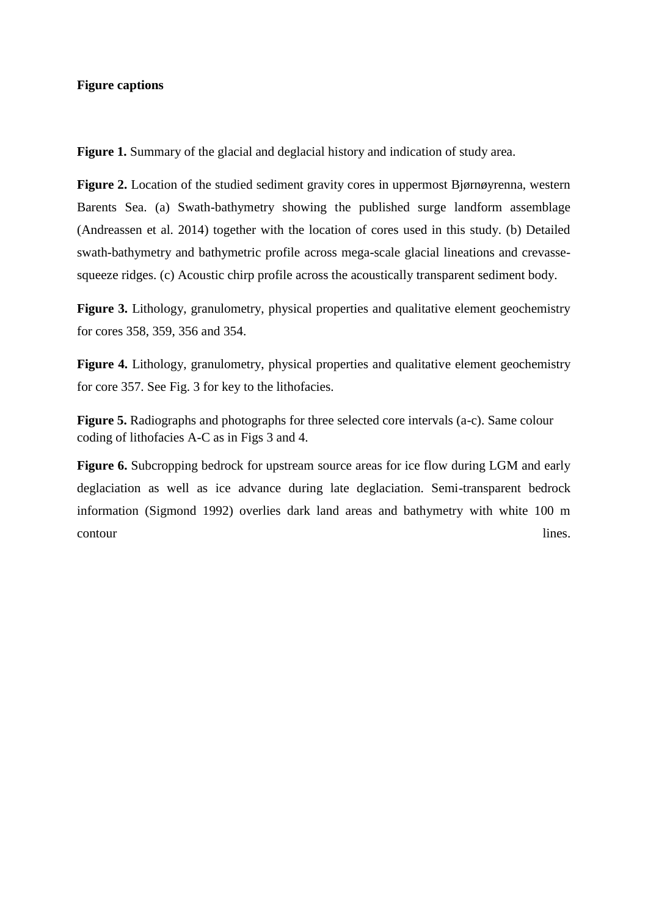**Figure captions**

**Figure 1.** Summary of the glacial and deglacial history and indication of study area.

**Figure 2.** Location of the studied sediment gravity cores in uppermost Bjørnøyrenna, western Barents Sea. (a) Swath-bathymetry showing the published surge landform assemblage (Andreassen et al. 2014) together with the location of cores used in this study. (b) Detailed swath-bathymetry and bathymetric profile across mega-scale glacial lineations and crevasse-squeeze ridges. (c) Acoustic chirp profile across the acoustically transparent sediment body.

**Figure 3.** Lithology, granulometry, physical properties and qualitative element geochemistry for cores 358, 359, 356 and 354.

**Figure 4.** Lithology, granulometry, physical properties and qualitative element geochemistry for core 357. See Fig. 3 for key to the lithofacies.

**Figure 5.** Radiographs and photographs for three selected core intervals (a-c). Same colour coding of lithofacies A-C as in Figs 3 and 4.

**Figure 6.** Subcropping bedrock for upstream source areas for ice flow during LGM and early deglaciation as well as ice advance during late deglaciation. Semi-transparent bedrock information (Sigmond 1992) overlies dark land areas and bathymetry with white 100 m contour lines.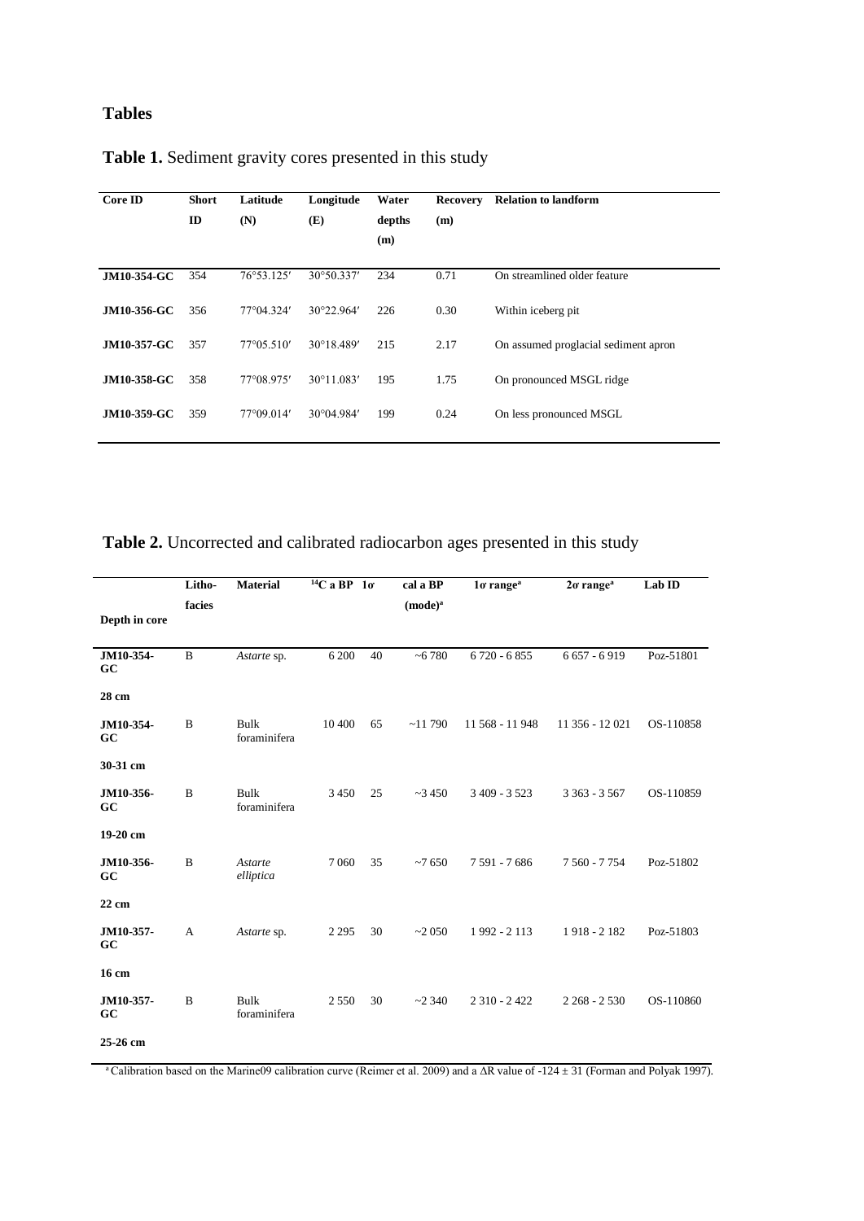## Tables

**Table 1.** Sediment gravity cores presented in this study

| Core ID | Short ID | Latitude (N) | Longitude (E) | Water depths (m) | Recovery (m) | Relation to landform |
|---|---|---|---|---|---|---|
| **JM10-354-GC** | 354 | 76°53.125′ | 30°50.337′ | 234 | 0.71 | On streamlined older feature |
| **JM10-356-GC** | 356 | 77°04.324′ | 30°22.964′ | 226 | 0.30 | Within iceberg pit |
| **JM10-357-GC** | 357 | 77°05.510′ | 30°18.489′ | 215 | 2.17 | On assumed proglacial sediment apron |
| **JM10-358-GC** | 358 | 77°08.975′ | 30°11.083′ | 195 | 1.75 | On pronounced MSGL ridge |
| **JM10-359-GC** | 359 | 77°09.014′ | 30°04.984′ | 199 | 0.24 | On less pronounced MSGL |

**Table 2.** Uncorrected and calibrated radiocarbon ages presented in this study

| Depth in core | Litho-facies | Material | $^{14}$C a BP | 1σ | cal a BP (mode)[a] | 1σ range[a] | 2σ range[a] | Lab ID |
|---|---|---|---|---|---|---|---|---|
| **JM10-354-GC 28 cm** | B | *Astarte* sp. | 6 200 | 40 | ~6 780 | 6 720 - 6 855 | 6 657 - 6 919 | Poz-51801 |
| **JM10-354-GC 30-31 cm** | B | Bulk foraminifera | 10 400 | 65 | ~11 790 | 11 568 - 11 948 | 11 356 - 12 021 | OS-110858 |
| **JM10-356-GC 19-20 cm** | B | Bulk foraminifera | 3 450 | 25 | ~3 450 | 3 409 - 3 523 | 3 363 - 3 567 | OS-110859 |
| **JM10-356-GC 22 cm** | B | *Astarte elliptica* | 7 060 | 35 | ~7 650 | 7 591 - 7 686 | 7 560 - 7 754 | Poz-51802 |
| **JM10-357-GC 16 cm** | A | *Astarte* sp. | 2 295 | 30 | ~2 050 | 1 992 - 2 113 | 1 918 - 2 182 | Poz-51803 |
| **JM10-357-GC 25-26 cm** | B | Bulk foraminifera | 2 550 | 30 | ~2 340 | 2 310 - 2 422 | 2 268 - 2 530 | OS-110860 |

[a] Calibration based on the Marine09 calibration curve (Reimer et al. 2009) and a ΔR value of -124 ± 31 (Forman and Polyak 1997).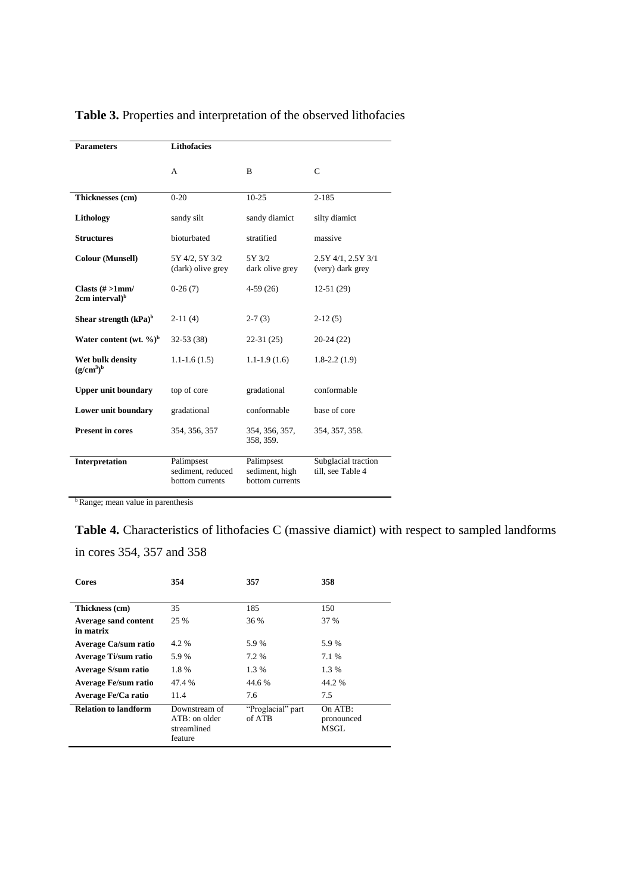**Table 3.** Properties and interpretation of the observed lithofacies

| Parameters | Lithofacies | | |
|---|---|---|---|
| | A | B | C |
| **Thicknesses (cm)** | 0-20 | 10-25 | 2-185 |
| **Lithology** | sandy silt | sandy diamict | silty diamict |
| **Structures** | bioturbated | stratified | massive |
| **Colour (Munsell)** | 5Y 4/2, 5Y 3/2 (dark) olive grey | 5Y 3/2 dark olive grey | 2.5Y 4/1, 2.5Y 3/1 (very) dark grey |
| **Clasts (# >1mm/ 2cm interval)[b]** | 0-26 (7) | 4-59 (26) | 12-51 (29) |
| **Shear strength (kPa)[b]** | 2-11 (4) | 2-7 (3) | 2-12 (5) |
| **Water content (wt. %)[b]** | 32-53 (38) | 22-31 (25) | 20-24 (22) |
| **Wet bulk density ($g/cm^3$)[b]** | 1.1-1.6 (1.5) | 1.1-1.9 (1.6) | 1.8-2.2 (1.9) |
| **Upper unit boundary** | top of core | gradational | conformable |
| **Lower unit boundary** | gradational | conformable | base of core |
| **Present in cores** | 354, 356, 357 | 354, 356, 357, 358, 359. | 354, 357, 358. |
| **Interpretation** | Palimpsest sediment, reduced bottom currents | Palimpsest sediment, high bottom currents | Subglacial traction till, see Table 4 |

[b] Range; mean value in parenthesis

**Table 4.** Characteristics of lithofacies C (massive diamict) with respect to sampled landforms in cores 354, 357 and 358

| Cores | 354 | 357 | 358 |
|---|---|---|---|
| **Thickness (cm)** | 35 | 185 | 150 |
| **Average sand content in matrix** | 25 % | 36 % | 37 % |
| **Average Ca/sum ratio** | 4.2 % | 5.9 % | 5.9 % |
| **Average Ti/sum ratio** | 5.9 % | 7.2 % | 7.1 % |
| **Average S/sum ratio** | 1.8 % | 1.3 % | 1.3 % |
| **Average Fe/sum ratio** | 47.4 % | 44.6 % | 44.2 % |
| **Average Fe/Ca ratio** | 11.4 | 7.6 | 7.5 |
| **Relation to landform** | Downstream of ATB: on older streamlined feature | "Proglacial" part of ATB | On ATB: pronounced MSGL |